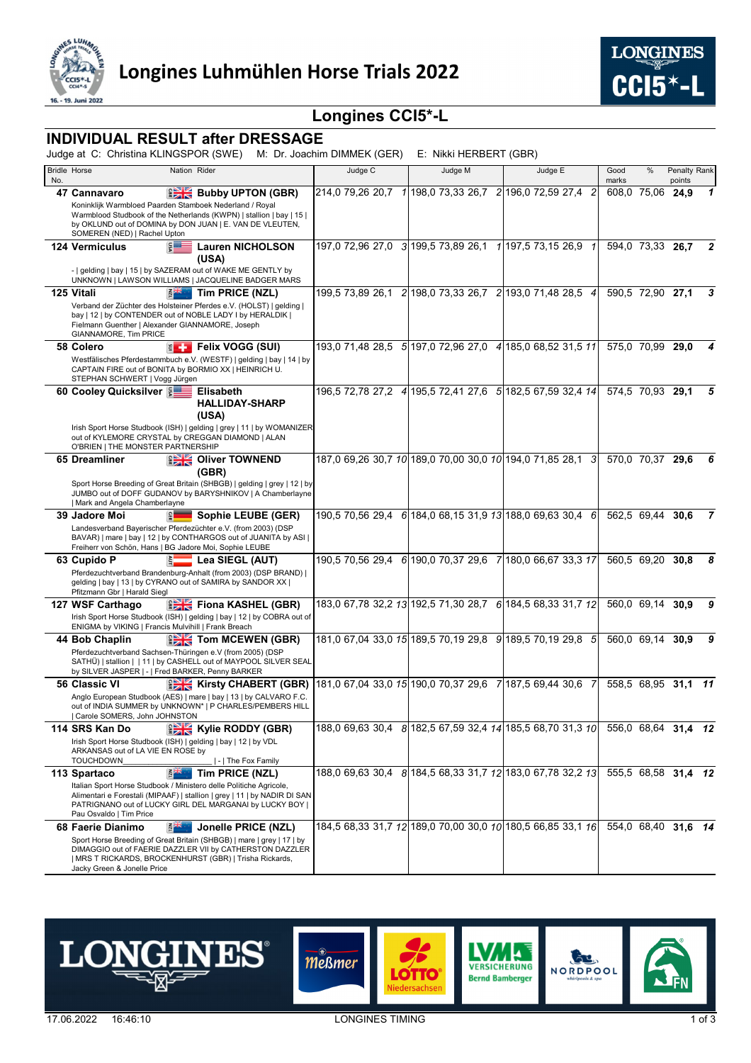# Longines Luhmühlen Horse Trials 2022

## Longines CCI5*-L

### INDIVIDUAL RESULT after DRESSAGE

Judge at C: Christina KLINGSPOR (SWE) M: Dr. Joachim DIMMEK (GER) E: Nikki HERBERT (GBR)

| Bridle No. | Horse | Nation | Rider | Judge C | | | | Judge M | | | | Judge E | | | | Good marks | % | Penalty points | Rank |
|---|---|---|---|---|---|---|---|---|---|---|---|---|---|---|---|---|---|---|---|
| 47 | **Cannavaro**<br>Koninklijk Warmbloed Paarden Stamboek Nederland / Royal Warmblood Studbook of the Netherlands (KWPN) \| stallion \| bay \| 15 \| by OKLUND out of DOMINA by DON JUAN \| E. VAN DE VLEUTEN, SOMEREN (NED) \| Rachel Upton | GBR | **Bubby UPTON (GBR)** | 214,0 | 79,26 | 20,7 | *1* | 198,0 | 73,33 | 26,7 | *2* | 196,0 | 72,59 | 27,4 | *2* | 608,0 | 75,06 | **24,9** | ***1*** |
| 124 | **Vermiculus**<br>- \| gelding \| bay \| 15 \| by SAZERAM out of WAKE ME GENTLY by UNKNOWN \| LAWSON WILLIAMS \| JACQUELINE BADGER MARS | USA | **Lauren NICHOLSON (USA)** | 197,0 | 72,96 | 27,0 | *3* | 199,5 | 73,89 | 26,1 | *1* | 197,5 | 73,15 | 26,9 | *1* | 594,0 | 73,33 | **26,7** | ***2*** |
| 125 | **Vitali**<br>Verband der Züchter des Holsteiner Pferdes e.V. (HOLST) \| gelding \| bay \| 12 \| by CONTENDER out of NOBLE LADY I by HERALDIK \| Fielmann Guenther \| Alexander GIANNAMORE, Joseph GIANNAMORE, Tim PRICE | NZL | **Tim PRICE (NZL)** | 199,5 | 73,89 | 26,1 | *2* | 198,0 | 73,33 | 26,7 | *2* | 193,0 | 71,48 | 28,5 | *4* | 590,5 | 72,90 | **27,1** | ***3*** |
| 58 | **Colero**<br>Westfälisches Pferdestammbuch e.V. (WESTF) \| gelding \| bay \| 14 \| by CAPTAIN FIRE out of BONITA by BORMIO XX \| HEINRICH U. STEPHAN SCHWERT \| Vogg Jürgen | SUI | **Felix VOGG (SUI)** | 193,0 | 71,48 | 28,5 | *5* | 197,0 | 72,96 | 27,0 | *4* | 185,0 | 68,52 | 31,5 | *11* | 575,0 | 70,99 | **29,0** | ***4*** |
| 60 | **Cooley Quicksilver**<br>Irish Sport Horse Studbook (ISH) \| gelding \| grey \| 11 \| by WOMANIZER out of KYLEMORE CRYSTAL by CREGGAN DIAMOND \| ALAN O'BRIEN \| THE MONSTER PARTNERSHIP | USA | **Elisabeth HALLIDAY-SHARP (USA)** | 196,5 | 72,78 | 27,2 | *4* | 195,5 | 72,41 | 27,6 | *5* | 182,5 | 67,59 | 32,4 | *14* | 574,5 | 70,93 | **29,1** | ***5*** |
| 65 | **Dreamliner**<br>Sport Horse Breeding of Great Britain (SHBGB) \| gelding \| grey \| 12 \| by JUMBO out of DOFF GUDANOV by BARYSHNIKOV \| A Chamberlayne \| Mark and Angela Chamberlayne | GBR | **Oliver TOWNEND (GBR)** | 187,0 | 69,26 | 30,7 | *10* | 189,0 | 70,00 | 30,0 | *10* | 194,0 | 71,85 | 28,1 | *3* | 570,0 | 70,37 | **29,6** | ***6*** |
| 39 | **Jadore Moi**<br>Landesverband Bayerischer Pferdezüchter e.V. (from 2003) (DSP BAVAR) \| mare \| bay \| 12 \| by CONTHARGOS out of JUANITA by ASI \| Freiherr von Schön, Hans \| BG Jadore Moi, Sophie LEUBE | GER | **Sophie LEUBE (GER)** | 190,5 | 70,56 | 29,4 | *6* | 184,0 | 68,15 | 31,9 | *13* | 188,0 | 69,63 | 30,4 | *6* | 562,5 | 69,44 | **30,6** | ***7*** |
| 63 | **Cupido P**<br>Pferdezuchtverband Brandenburg-Anhalt (from 2003) (DSP BRAND) \| gelding \| bay \| 13 \| by CYRANO out of SAMIRA by SANDOR XX \| Pfitzmann Gbr \| Harald Siegl | AUT | **Lea SIEGL (AUT)** | 190,5 | 70,56 | 29,4 | *6* | 190,0 | 70,37 | 29,6 | *7* | 180,0 | 66,67 | 33,3 | *17* | 560,5 | 69,20 | **30,8** | ***8*** |
| 127 | **WSF Carthago**<br>Irish Sport Horse Studbook (ISH) \| gelding \| bay \| 12 \| by COBRA out of ENIGMA by VIKING \| Francis Mulvihill \| Frank Breach | GBR | **Fiona KASHEL (GBR)** | 183,0 | 67,78 | 32,2 | *13* | 192,5 | 71,30 | 28,7 | *6* | 184,5 | 68,33 | 31,7 | *12* | 560,0 | 69,14 | **30,9** | ***9*** |
| 44 | **Bob Chaplin**<br>Pferdezuchtverband Sachsen-Thüringen e.V (from 2005) (DSP SATHÜ) \| stallion \| \| 11 \| by CASHELL out of MAYPOOL SILVER SEAL by SILVER JASPER \| - \| Fred BARKER, Penny BARKER | GBR | **Tom MCEWEN (GBR)** | 181,0 | 67,04 | 33,0 | *15* | 189,5 | 70,19 | 29,8 | *9* | 189,5 | 70,19 | 29,8 | *5* | 560,0 | 69,14 | **30,9** | ***9*** |
| 56 | **Classic VI**<br>Anglo European Studbook (AES) \| mare \| bay \| 13 \| by CALVARO F.C. out of INDIA SUMMER by UNKNOWN* \| P CHARLES/PEMBERS HILL \| Carole SOMERS, John JOHNSTON | GBR | **Kirsty CHABERT (GBR)** | 181,0 | 67,04 | 33,0 | *15* | 190,0 | 70,37 | 29,6 | *7* | 187,5 | 69,44 | 30,6 | *7* | 558,5 | 68,95 | **31,1** | ***11*** |
| 114 | **SRS Kan Do**<br>Irish Sport Horse Studbook (ISH) \| gelding \| bay \| 12 \| by VDL ARKANSAS out of LA VIE EN ROSE by TOUCHDOWN_______ \| - \| The Fox Family | GBR | **Kylie RODDY (GBR)** | 188,0 | 69,63 | 30,4 | *8* | 182,5 | 67,59 | 32,4 | *14* | 185,5 | 68,70 | 31,3 | *10* | 556,0 | 68,64 | **31,4** | ***12*** |
| 113 | **Spartaco**<br>Italian Sport Horse Studbook / Ministero delle Politiche Agricole, Alimentari e Forestali (MIPAAF) \| stallion \| grey \| 11 \| by NADIR DI SAN PATRIGNANO out of LUCKY GIRL DEL MARGANAI by LUCKY BOY \| Pau Osvaldo \| Tim Price | NZL | **Tim PRICE (NZL)** | 188,0 | 69,63 | 30,4 | *8* | 184,5 | 68,33 | 31,7 | *12* | 183,0 | 67,78 | 32,2 | *13* | 555,5 | 68,58 | **31,4** | ***12*** |
| 68 | **Faerie Dianimo**<br>Sport Horse Breeding of Great Britain (SHBGB) \| mare \| grey \| 17 \| by DIMAGGIO out of FAERIE DAZZLER VII by CATHERSTON DAZZLER \| MRS T RICKARDS, BROCKENHURST (GBR) \| Trisha Rickards, Jacky Green & Jonelle Price | NZL | **Jonelle PRICE (NZL)** | 184,5 | 68,33 | 31,7 | *12* | 189,0 | 70,00 | 30,0 | *10* | 180,5 | 66,85 | 33,1 | *16* | 554,0 | 68,40 | **31,6** | ***14*** |

17.06.2022 16:46:10 LONGINES TIMING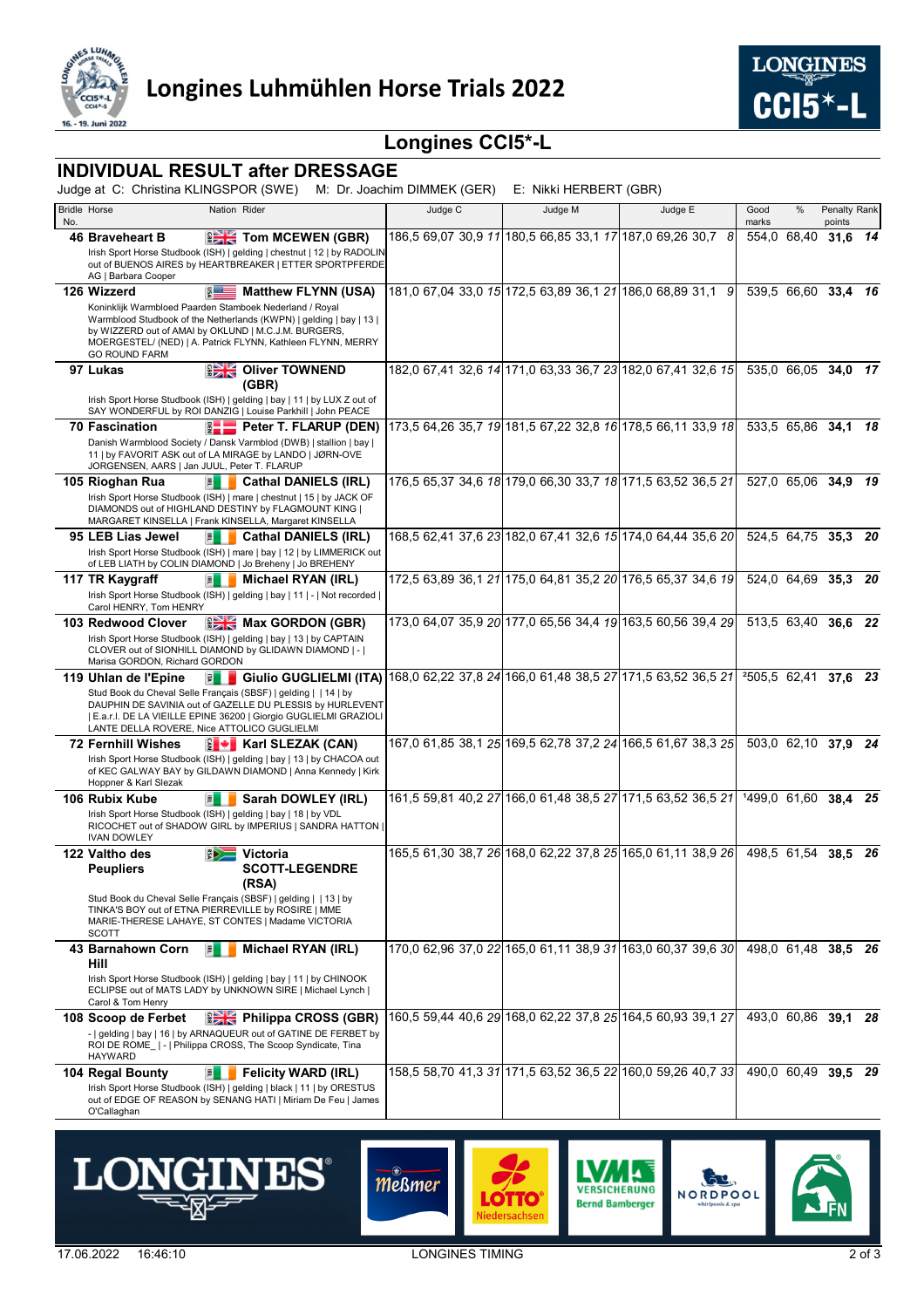# Longines Luhmühlen Horse Trials 2022

## Longines CCI5*-L

### INDIVIDUAL RESULT after DRESSAGE

Judge at C: Christina KLINGSPOR (SWE) M: Dr. Joachim DIMMEK (GER) E: Nikki HERBERT (GBR)

| Bridle No. | Horse | Nation | Rider | Judge C | Judge M | Judge E | Good marks | % | Penalty points | Rank |
|---|---|---|---|---|---|---|---|---|---|---|
| 46 | **Braveheart B**<br>Irish Sport Horse Studbook (ISH) \| gelding \| chestnut \| 12 \| by RADOLIN out of BUENOS AIRES by HEARTBREAKER \| ETTER SPORTPFERDE AG \| Barbara Cooper | GBR | **Tom MCEWEN (GBR)** | 186,5 69,07 30,9 *11* | 180,5 66,85 33,1 *17* | 187,0 69,26 30,7 *8* | 554,0 | 68,40 | **31,6** | ***14*** |
| 126 | **Wizzerd**<br>Koninklijk Warmbloed Paarden Stamboek Nederland / Royal Warmblood Studbook of the Netherlands (KWPN) \| gelding \| bay \| 13 \| by WIZZERD out of AMAI by OKLUND \| M.C.J.M. BURGERS, MOERGESTEL/ (NED) \| A. Patrick FLYNN, Kathleen FLYNN, MERRY GO ROUND FARM | USA | **Matthew FLYNN (USA)** | 181,0 67,04 33,0 *15* | 172,5 63,89 36,1 *21* | 186,0 68,89 31,1 *9* | 539,5 | 66,60 | **33,4** | ***16*** |
| 97 | **Lukas**<br>Irish Sport Horse Studbook (ISH) \| gelding \| bay \| 11 \| by LUX Z out of SAY WONDERFUL by ROI DANZIG \| Louise Parkhill \| John PEACE | GBR | **Oliver TOWNEND (GBR)** | 182,0 67,41 32,6 *14* | 171,0 63,33 36,7 *23* | 182,0 67,41 32,6 *15* | 535,0 | 66,05 | **34,0** | ***17*** |
| 70 | **Fascination**<br>Danish Warmblood Society / Dansk Varmblod (DWB) \| stallion \| bay \| 11 \| by FAVORIT ASK out of LA MIRAGE by LANDO \| JØRN-OVE JORGENSEN, AARS \| Jan JUUL, Peter T. FLARUP | DEN | **Peter T. FLARUP (DEN)** | 173,5 64,26 35,7 *19* | 181,5 67,22 32,8 *16* | 178,5 66,11 33,9 *18* | 533,5 | 65,86 | **34,1** | ***18*** |
| 105 | **Rioghan Rua**<br>Irish Sport Horse Studbook (ISH) \| mare \| chestnut \| 15 \| by JACK OF DIAMONDS out of HIGHLAND DESTINY by FLAGMOUNT KING \| MARGARET KINSELLA \| Frank KINSELLA, Margaret KINSELLA | IRL | **Cathal DANIELS (IRL)** | 176,5 65,37 34,6 *18* | 179,0 66,30 33,7 *18* | 171,5 63,52 36,5 *21* | 527,0 | 65,06 | **34,9** | ***19*** |
| 95 | **LEB Lias Jewel**<br>Irish Sport Horse Studbook (ISH) \| mare \| bay \| 12 \| by LIMMERICK out of LEB LILITH by COLIN DIAMOND \| Jo Breheny \| Jo BREHENY | IRL | **Cathal DANIELS (IRL)** | 168,5 62,41 37,6 *23* | 182,0 67,41 32,6 *15* | 174,0 64,44 35,6 *20* | 524,5 | 64,75 | **35,3** | ***20*** |
| 117 | **TR Kaygraff**<br>Irish Sport Horse Studbook (ISH) \| gelding \| bay \| 11 \| - \| Not recorded \| Carol HENRY, Tom HENRY | IRL | **Michael RYAN (IRL)** | 172,5 63,89 36,1 *21* | 175,0 64,81 35,2 *20* | 176,5 65,37 34,6 *19* | 524,0 | 64,69 | **35,3** | ***20*** |
| 103 | **Redwood Clover**<br>Irish Sport Horse Studbook (ISH) \| gelding \| bay \| 13 \| by CAPTAIN CLOVER out of SIONHILL DIAMOND by GLIDAWN DIAMOND \| - \| Marisa GORDON, Richard GORDON | GBR | **Max GORDON (GBR)** | 173,0 64,07 35,9 *20* | 177,0 65,56 34,4 *19* | 163,5 60,56 39,4 *29* | 513,5 | 63,40 | **36,6** | ***22*** |
| 119 | **Uhlan de l'Epine**<br>Stud Book du Cheval Selle Français (SBSF) \| gelding \| \| 14 \| by DAUPHIN DE SAVINIA out of GAZELLE DU PLESSIS by HURLEVENT \| E.a.r.l. DE LA VIEILLE EPINE 36200 \| Giorgio GUGLIELMI GRAZIOLI LANTE DELLA ROVERE, Nice ATTOLICO GUGLIELMI | ITA | **Giulio GUGLIELMI (ITA)** | 168,0 62,22 37,8 *24* | 166,0 61,48 38,5 *27* | 171,5 63,52 36,5 *21* | [2]505,5 | 62,41 | **37,6** | ***23*** |
| 72 | **Fernhill Wishes**<br>Irish Sport Horse Studbook (ISH) \| gelding \| bay \| 13 \| by CHACOA out of KEC GALWAY BAY by GILDAWN DIAMOND \| Anna Kennedy \| Kirk Hoppner & Karl Slezak | CAN | **Karl SLEZAK (CAN)** | 167,0 61,85 38,1 *25* | 169,5 62,78 37,2 *24* | 166,5 61,67 38,3 *25* | 503,0 | 62,10 | **37,9** | ***24*** |
| 106 | **Rubix Kube**<br>Irish Sport Horse Studbook (ISH) \| gelding \| bay \| 18 \| by VDL RICOCHET out of SHADOW GIRL by IMPERIUS \| SANDRA HATTON \| IVAN DOWLEY | IRL | **Sarah DOWLEY (IRL)** | 161,5 59,81 40,2 *27* | 166,0 61,48 38,5 *27* | 171,5 63,52 36,5 *21* | [1]499,0 | 61,60 | **38,4** | ***25*** |
| 122 | **Valtho des Peupliers**<br>Stud Book du Cheval Selle Français (SBSF) \| gelding \| \| 13 \| by TINKA'S BOY out of ETNA PIERREVILLE by ROSIRE \| MME MARIE-THERESE LAHAYE, ST CONTES \| Madame VICTORIA SCOTT | RSA | **Victoria SCOTT-LEGENDRE (RSA)** | 165,5 61,30 38,7 *26* | 168,0 62,22 37,8 *25* | 165,0 61,11 38,9 *26* | 498,5 | 61,54 | **38,5** | ***26*** |
| 43 | **Barnahown Corn Hill**<br>Irish Sport Horse Studbook (ISH) \| gelding \| bay \| 11 \| by CHINOOK ECLIPSE out of MATS LADY by UNKNOWN SIRE \| Michael Lynch \| Carol & Tom Henry | IRL | **Michael RYAN (IRL)** | 170,0 62,96 37,0 *22* | 165,0 61,11 38,9 *31* | 163,0 60,37 39,6 *30* | 498,0 | 61,48 | **38,5** | ***26*** |
| 108 | **Scoop de Ferbet**<br>- \| gelding \| bay \| 16 \| by ARNAQUEUR out of GATINE DE FERBET by ROI DE ROME_ \| - \| Philippa CROSS, The Scoop Syndicate, Tina HAYWARD | GBR | **Philippa CROSS (GBR)** | 160,5 59,44 40,6 *29* | 168,0 62,22 37,8 *25* | 164,5 60,93 39,1 *27* | 493,0 | 60,86 | **39,1** | ***28*** |
| 104 | **Regal Bounty**<br>Irish Sport Horse Studbook (ISH) \| gelding \| black \| 11 \| by ORESTUS out of EDGE OF REASON by SENANG HATI \| Miriam De Feu \| James O'Callaghan | IRL | **Felicity WARD (IRL)** | 158,5 58,70 41,3 *31* | 171,5 63,52 36,5 *22* | 160,0 59,26 40,7 *33* | 490,0 | 60,49 | **39,5** | ***29*** |

17.06.2022 16:46:10 LONGINES TIMING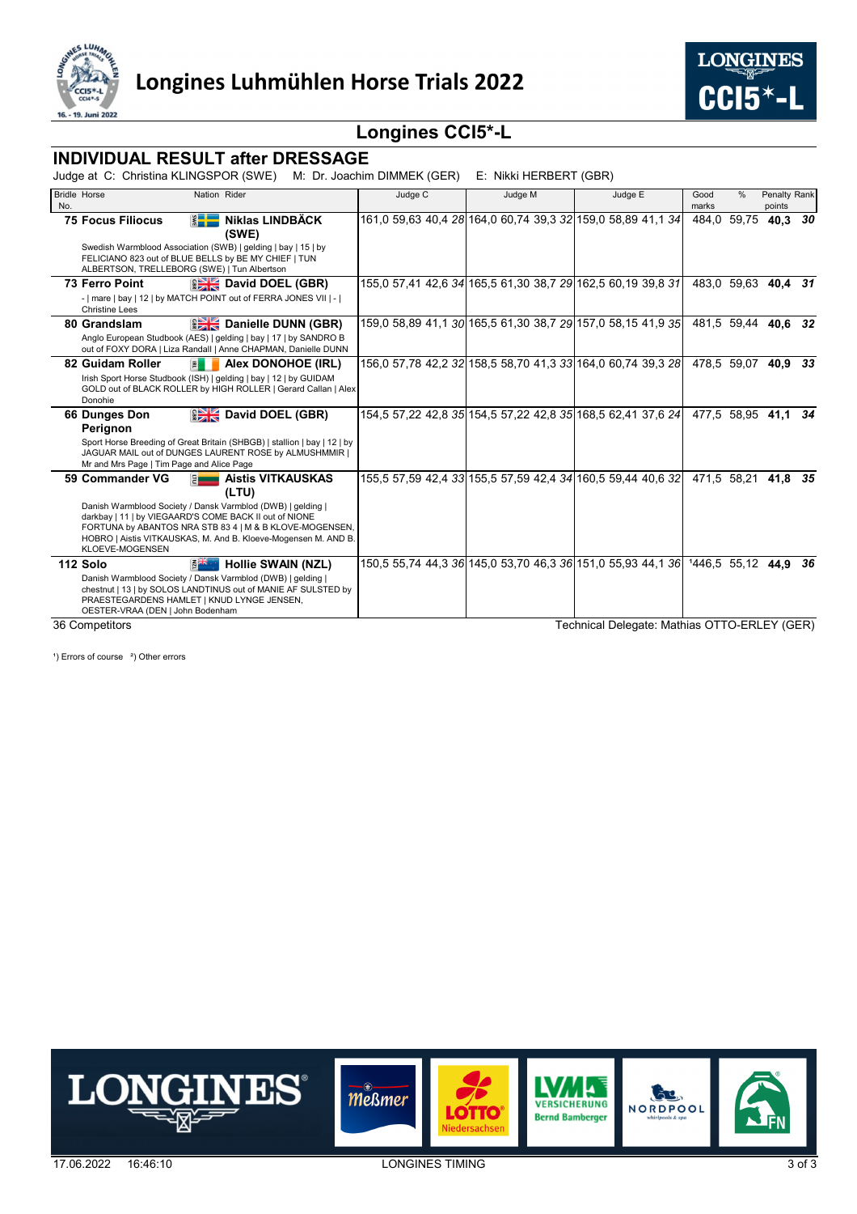# Longines Luhmühlen Horse Trials 2022

## Longines CCI5*-L

### INDIVIDUAL RESULT after DRESSAGE

Judge at C: Christina KLINGSPOR (SWE) M: Dr. Joachim DIMMEK (GER) E: Nikki HERBERT (GBR)

| Bridle No. | Horse | Nation | Rider | Judge C | | | | Judge M | | | | Judge E | | | | Good marks | % | Penalty points | Rank |
|---|---|---|---|---|---|---|---|---|---|---|---|---|---|---|---|---|---|---|---|
| 75 | **Focus Filiocus** Swedish Warmblood Association (SWB) \| gelding \| bay \| 15 \| by FELICIANO 823 out of BLUE BELLS by BE MY CHIEF \| TUN ALBERTSON, TRELLEBORG (SWE) \| Tun Albertson | SWE | **Niklas LINDBÄCK (SWE)** | 161,0 | 59,63 | 40,4 | *28* | 164,0 | 60,74 | 39,3 | *32* | 159,0 | 58,89 | 41,1 | *34* | 484,0 | 59,75 | **40,3** | ***30*** |
| 73 | **Ferro Point** - \| mare \| bay \| 12 \| by MATCH POINT out of FERRA JONES VII \| - \| Christine Lees | GBR | **David DOEL (GBR)** | 155,0 | 57,41 | 42,6 | *34* | 165,5 | 61,30 | 38,7 | *29* | 162,5 | 60,19 | 39,8 | *31* | 483,0 | 59,63 | **40,4** | ***31*** |
| 80 | **Grandslam** Anglo European Studbook (AES) \| gelding \| bay \| 17 \| by SANDRO B out of FOXY DORA \| Liza Randall \| Anne CHAPMAN, Danielle DUNN | GBR | **Danielle DUNN (GBR)** | 159,0 | 58,89 | 41,1 | *30* | 165,5 | 61,30 | 38,7 | *29* | 157,0 | 58,15 | 41,9 | *35* | 481,5 | 59,44 | **40,6** | ***32*** |
| 82 | **Guidam Roller** Irish Sport Horse Studbook (ISH) \| gelding \| bay \| 12 \| by GUIDAM GOLD out of BLACK ROLLER by HIGH ROLLER \| Gerard Callan \| Alex Donohoe | IRL | **Alex DONOHOE (IRL)** | 156,0 | 57,78 | 42,2 | *32* | 158,5 | 58,70 | 41,3 | *33* | 164,0 | 60,74 | 39,3 | *28* | 478,5 | 59,07 | **40,9** | ***33*** |
| 66 | **Dunges Don Perignon** Sport Horse Breeding of Great Britain (SHBGB) \| stallion \| bay \| 12 \| by JAGUAR MAIL out of DUNGES LAURENT ROSE by ALMUSHMMIR \| Mr and Mrs Page \| Tim Page and Alice Page | GBR | **David DOEL (GBR)** | 154,5 | 57,22 | 42,8 | *35* | 154,5 | 57,22 | 42,8 | *35* | 168,5 | 62,41 | 37,6 | *24* | 477,5 | 58,95 | **41,1** | ***34*** |
| 59 | **Commander VG** Danish Warmblood Society / Dansk Varmblod (DWB) \| gelding \| darkbay \| 11 \| by VIEGAARD'S COME BACK II out of NIONE FORTUNA by ABANTOS NRA STB 83 4 \| M & B KLOVE-MOGENSEN, HOBRO \| Aistis VITKAUSKAS, M. And B. Kloeve-Mogensen M. AND B. KLOEVE-MOGENSEN | LTU | **Aistis VITKAUSKAS (LTU)** | 155,5 | 57,59 | 42,4 | *33* | 155,5 | 57,59 | 42,4 | *34* | 160,5 | 59,44 | 40,6 | *32* | 471,5 | 58,21 | **41,8** | ***35*** |
| 112 | **Solo** Danish Warmblood Society / Dansk Varmblod (DWB) \| gelding \| chestnut \| 13 \| by SOLOS LANDTINUS out of MANIE AF SULSTED by PRAESTEGARDENS HAMLET \| KNUD LYNGE JENSEN, OESTER-VRAA (DEN \| John Bodenham | NZL | **Hollie SWAIN (NZL)** | 150,5 | 55,74 | 44,3 | *36* | 145,0 | 53,70 | 46,3 | *36* | 151,0 | 55,93 | 44,1 | *36* | [1]446,5 | 55,12 | **44,9** | ***36*** |

36 Competitors

Technical Delegate: Mathias OTTO-ERLEY (GER)

[1]) Errors of course [2]) Other errors

17.06.2022 16:46:10 LONGINES TIMING